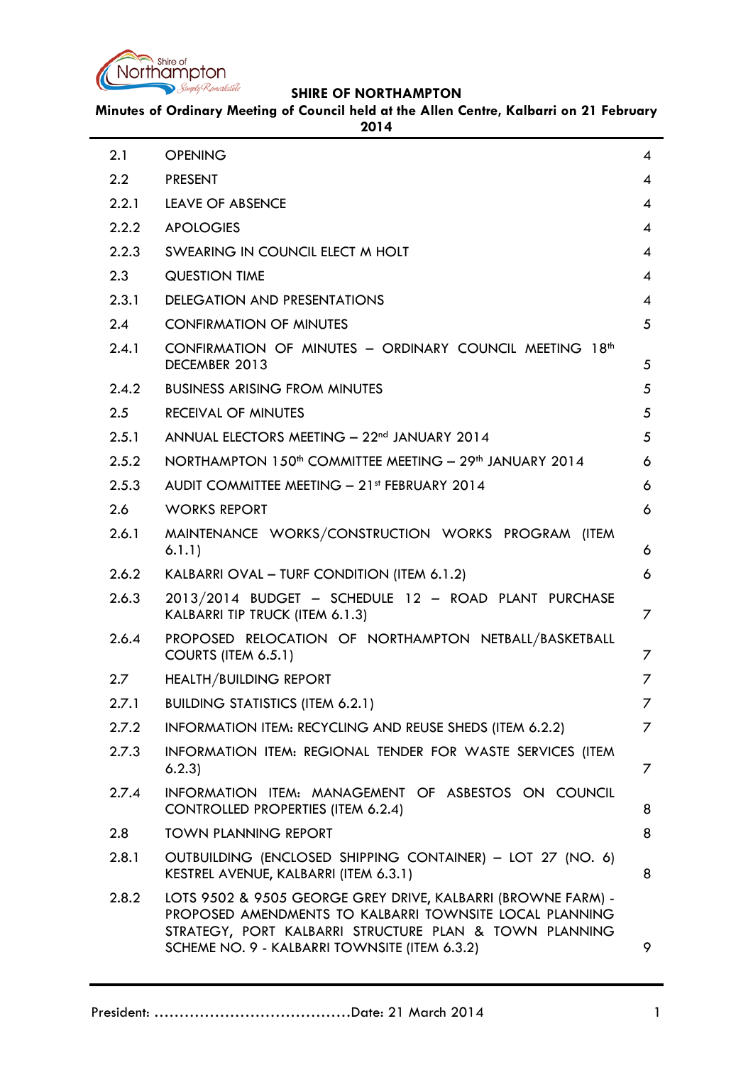**SHIRE OF NORTHAMPTON**

**Minutes of Ordinary Meeting of Council held at the Allen Centre, Kalbarri on 21 February 2014**

| | | |
|---|---|---|
| 2.1 | OPENING | 4 |
| 2.2 | PRESENT | 4 |
| 2.2.1 | LEAVE OF ABSENCE | 4 |
| 2.2.2 | APOLOGIES | 4 |
| 2.2.3 | SWEARING IN COUNCIL ELECT M HOLT | 4 |
| 2.3 | QUESTION TIME | 4 |
| 2.3.1 | DELEGATION AND PRESENTATIONS | 4 |
| 2.4 | CONFIRMATION OF MINUTES | 5 |
| 2.4.1 | CONFIRMATION OF MINUTES – ORDINARY COUNCIL MEETING 18th DECEMBER 2013 | 5 |
| 2.4.2 | BUSINESS ARISING FROM MINUTES | 5 |
| 2.5 | RECEIVAL OF MINUTES | 5 |
| 2.5.1 | ANNUAL ELECTORS MEETING – 22nd JANUARY 2014 | 5 |
| 2.5.2 | NORTHAMPTON 150th COMMITTEE MEETING – 29th JANUARY 2014 | 6 |
| 2.5.3 | AUDIT COMMITTEE MEETING – 21st FEBRUARY 2014 | 6 |
| 2.6 | WORKS REPORT | 6 |
| 2.6.1 | MAINTENANCE WORKS/CONSTRUCTION WORKS PROGRAM (ITEM 6.1.1) | 6 |
| 2.6.2 | KALBARRI OVAL – TURF CONDITION (ITEM 6.1.2) | 6 |
| 2.6.3 | 2013/2014 BUDGET – SCHEDULE 12 – ROAD PLANT PURCHASE KALBARRI TIP TRUCK (ITEM 6.1.3) | 7 |
| 2.6.4 | PROPOSED RELOCATION OF NORTHAMPTON NETBALL/BASKETBALL COURTS (ITEM 6.5.1) | 7 |
| 2.7 | HEALTH/BUILDING REPORT | 7 |
| 2.7.1 | BUILDING STATISTICS (ITEM 6.2.1) | 7 |
| 2.7.2 | INFORMATION ITEM: RECYCLING AND REUSE SHEDS (ITEM 6.2.2) | 7 |
| 2.7.3 | INFORMATION ITEM: REGIONAL TENDER FOR WASTE SERVICES (ITEM 6.2.3) | 7 |
| 2.7.4 | INFORMATION ITEM: MANAGEMENT OF ASBESTOS ON COUNCIL CONTROLLED PROPERTIES (ITEM 6.2.4) | 8 |
| 2.8 | TOWN PLANNING REPORT | 8 |
| 2.8.1 | OUTBUILDING (ENCLOSED SHIPPING CONTAINER) – LOT 27 (NO. 6) KESTREL AVENUE, KALBARRI (ITEM 6.3.1) | 8 |
| 2.8.2 | LOTS 9502 & 9505 GEORGE GREY DRIVE, KALBARRI (BROWNE FARM) - PROPOSED AMENDMENTS TO KALBARRI TOWNSITE LOCAL PLANNING STRATEGY, PORT KALBARRI STRUCTURE PLAN & TOWN PLANNING SCHEME NO. 9 - KALBARRI TOWNSITE (ITEM 6.3.2) | 9 |

President: ………………………………….Date: 21 March 2014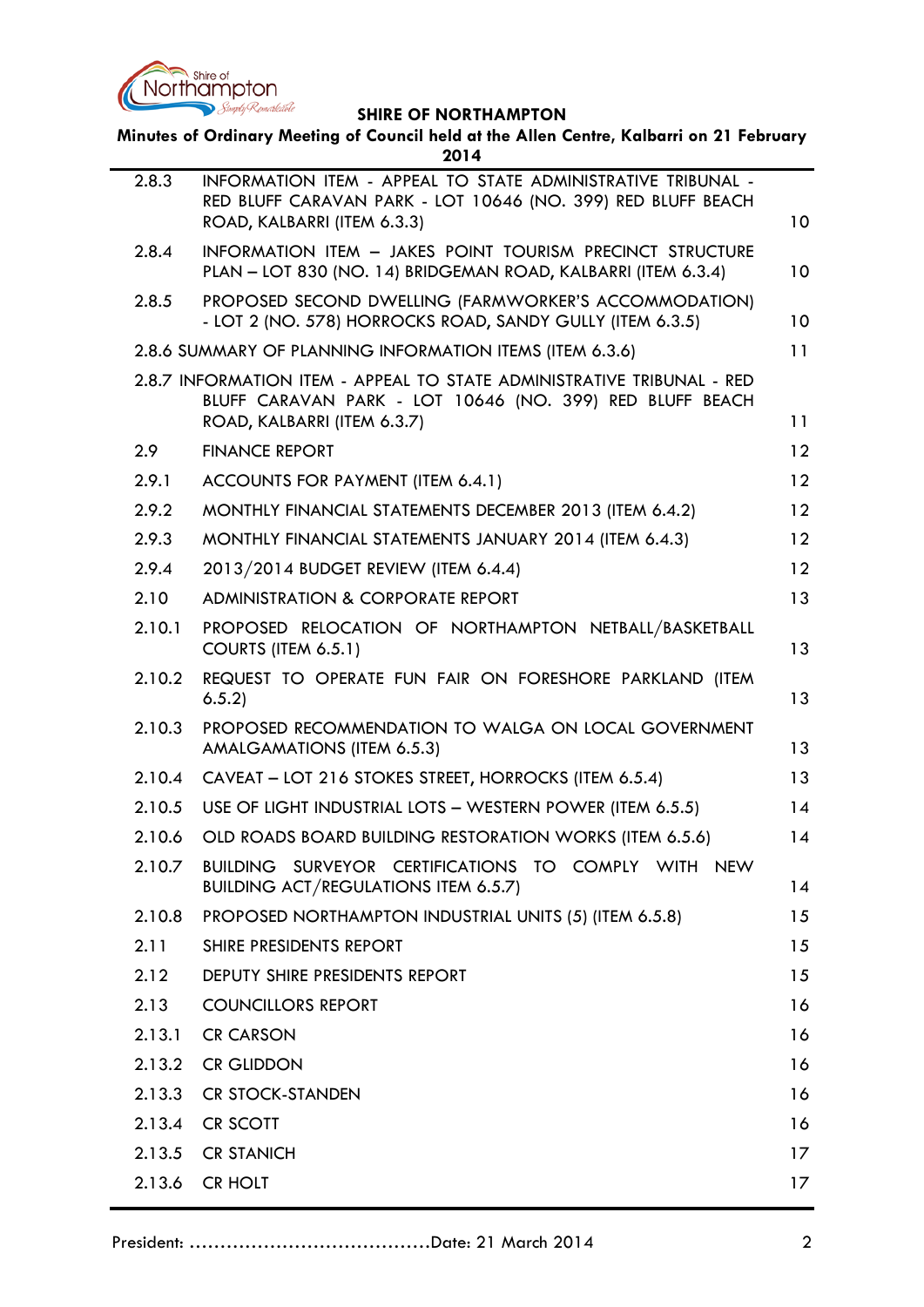| | | |
|---|---|---|
| 2.8.3 | INFORMATION ITEM - APPEAL TO STATE ADMINISTRATIVE TRIBUNAL - RED BLUFF CARAVAN PARK - LOT 10646 (NO. 399) RED BLUFF BEACH ROAD, KALBARRI (ITEM 6.3.3) | 10 |
| 2.8.4 | INFORMATION ITEM – JAKES POINT TOURISM PRECINCT STRUCTURE PLAN – LOT 830 (NO. 14) BRIDGEMAN ROAD, KALBARRI (ITEM 6.3.4) | 10 |
| 2.8.5 | PROPOSED SECOND DWELLING (FARMWORKER'S ACCOMMODATION) - LOT 2 (NO. 578) HORROCKS ROAD, SANDY GULLY (ITEM 6.3.5) | 10 |
| 2.8.6 | SUMMARY OF PLANNING INFORMATION ITEMS (ITEM 6.3.6) | 11 |
| 2.8.7 | INFORMATION ITEM - APPEAL TO STATE ADMINISTRATIVE TRIBUNAL - RED BLUFF CARAVAN PARK - LOT 10646 (NO. 399) RED BLUFF BEACH ROAD, KALBARRI (ITEM 6.3.7) | 11 |
| 2.9 | FINANCE REPORT | 12 |
| 2.9.1 | ACCOUNTS FOR PAYMENT (ITEM 6.4.1) | 12 |
| 2.9.2 | MONTHLY FINANCIAL STATEMENTS DECEMBER 2013 (ITEM 6.4.2) | 12 |
| 2.9.3 | MONTHLY FINANCIAL STATEMENTS JANUARY 2014 (ITEM 6.4.3) | 12 |
| 2.9.4 | 2013/2014 BUDGET REVIEW (ITEM 6.4.4) | 12 |
| 2.10 | ADMINISTRATION & CORPORATE REPORT | 13 |
| 2.10.1 | PROPOSED RELOCATION OF NORTHAMPTON NETBALL/BASKETBALL COURTS (ITEM 6.5.1) | 13 |
| 2.10.2 | REQUEST TO OPERATE FUN FAIR ON FORESHORE PARKLAND (ITEM 6.5.2) | 13 |
| 2.10.3 | PROPOSED RECOMMENDATION TO WALGA ON LOCAL GOVERNMENT AMALGAMATIONS (ITEM 6.5.3) | 13 |
| 2.10.4 | CAVEAT – LOT 216 STOKES STREET, HORROCKS (ITEM 6.5.4) | 13 |
| 2.10.5 | USE OF LIGHT INDUSTRIAL LOTS – WESTERN POWER (ITEM 6.5.5) | 14 |
| 2.10.6 | OLD ROADS BOARD BUILDING RESTORATION WORKS (ITEM 6.5.6) | 14 |
| 2.10.7 | BUILDING SURVEYOR CERTIFICATIONS TO COMPLY WITH NEW BUILDING ACT/REGULATIONS ITEM 6.5.7) | 14 |
| 2.10.8 | PROPOSED NORTHAMPTON INDUSTRIAL UNITS (5) (ITEM 6.5.8) | 15 |
| 2.11 | SHIRE PRESIDENTS REPORT | 15 |
| 2.12 | DEPUTY SHIRE PRESIDENTS REPORT | 15 |
| 2.13 | COUNCILLORS REPORT | 16 |
| 2.13.1 | CR CARSON | 16 |
| 2.13.2 | CR GLIDDON | 16 |
| 2.13.3 | CR STOCK-STANDEN | 16 |
| 2.13.4 | CR SCOTT | 16 |
| 2.13.5 | CR STANICH | 17 |
| 2.13.6 | CR HOLT | 17 |

President: ……………………………………Date: 21 March 2014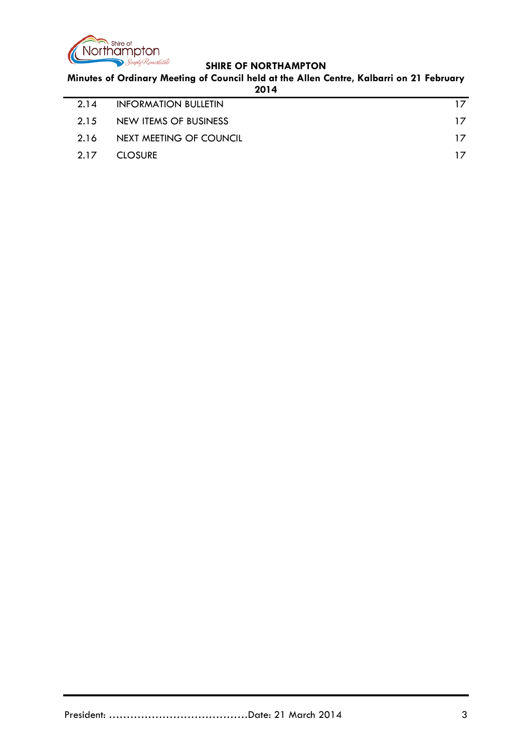| | | |
|---|---|---|
| 2.14 | INFORMATION BULLETIN | 17 |
| 2.15 | NEW ITEMS OF BUSINESS | 17 |
| 2.16 | NEXT MEETING OF COUNCIL | 17 |
| 2.17 | CLOSURE | 17 |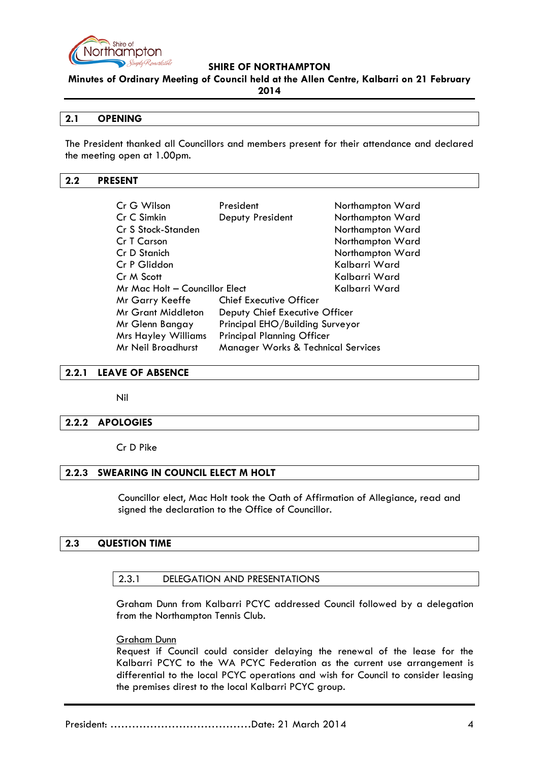## 2.1 OPENING

The President thanked all Councillors and members present for their attendance and declared the meeting open at 1.00pm.

## 2.2 PRESENT

| | | |
|---|---|---|
| Cr G Wilson | President | Northampton Ward |
| Cr C Simkin | Deputy President | Northampton Ward |
| Cr S Stock-Standen | | Northampton Ward |
| Cr T Carson | | Northampton Ward |
| Cr D Stanich | | Northampton Ward |
| Cr P Gliddon | | Kalbarri Ward |
| Cr M Scott | | Kalbarri Ward |
| Mr Mac Holt – Councillor Elect | | Kalbarri Ward |
| Mr Garry Keeffe | Chief Executive Officer | |
| Mr Grant Middleton | Deputy Chief Executive Officer | |
| Mr Glenn Bangay | Principal EHO/Building Surveyor | |
| Mrs Hayley Williams | Principal Planning Officer | |
| Mr Neil Broadhurst | Manager Works & Technical Services | |

### 2.2.1 LEAVE OF ABSENCE

Nil

### 2.2.2 APOLOGIES

Cr D Pike

### 2.2.3 SWEARING IN COUNCIL ELECT M HOLT

Councillor elect, Mac Holt took the Oath of Affirmation of Allegiance, read and signed the declaration to the Office of Councillor.

## 2.3 QUESTION TIME

### 2.3.1 DELEGATION AND PRESENTATIONS

Graham Dunn from Kalbarri PCYC addressed Council followed by a delegation from the Northampton Tennis Club.

Graham Dunn

Request if Council could consider delaying the renewal of the lease for the Kalbarri PCYC to the WA PCYC Federation as the current use arrangement is differential to the local PCYC operations and wish for Council to consider leasing the premises direst to the local Kalbarri PCYC group.

President: ………………………………….Date: 21 March 2014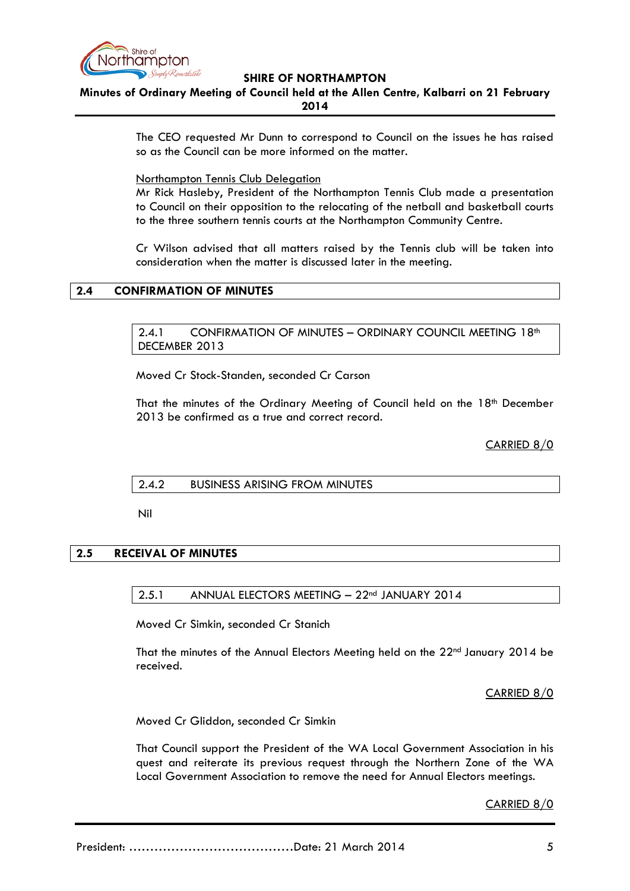The CEO requested Mr Dunn to correspond to Council on the issues he has raised so as the Council can be more informed on the matter.

Northampton Tennis Club Delegation
Mr Rick Hasleby, President of the Northampton Tennis Club made a presentation to Council on their opposition to the relocating of the netball and basketball courts to the three southern tennis courts at the Northampton Community Centre.

Cr Wilson advised that all matters raised by the Tennis club will be taken into consideration when the matter is discussed later in the meeting.

## 2.4 CONFIRMATION OF MINUTES

### 2.4.1 CONFIRMATION OF MINUTES – ORDINARY COUNCIL MEETING 18th DECEMBER 2013

Moved Cr Stock-Standen, seconded Cr Carson

That the minutes of the Ordinary Meeting of Council held on the 18th December 2013 be confirmed as a true and correct record.

CARRIED 8/0

### 2.4.2 BUSINESS ARISING FROM MINUTES

Nil

## 2.5 RECEIVAL OF MINUTES

### 2.5.1 ANNUAL ELECTORS MEETING – 22nd JANUARY 2014

Moved Cr Simkin, seconded Cr Stanich

That the minutes of the Annual Electors Meeting held on the 22nd January 2014 be received.

CARRIED 8/0

Moved Cr Gliddon, seconded Cr Simkin

That Council support the President of the WA Local Government Association in his quest and reiterate its previous request through the Northern Zone of the WA Local Government Association to remove the need for Annual Electors meetings.

CARRIED 8/0

President: ......................................Date: 21 March 2014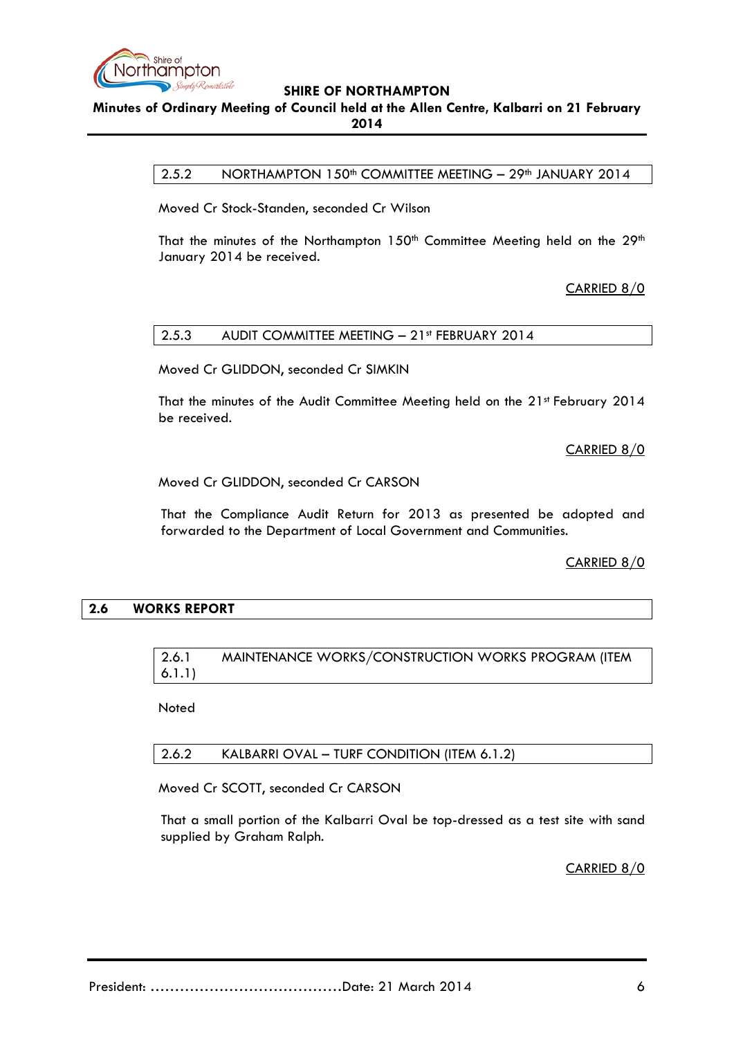### 2.5.2 NORTHAMPTON 150th COMMITTEE MEETING – 29th JANUARY 2014

Moved Cr Stock-Standen, seconded Cr Wilson

That the minutes of the Northampton 150th Committee Meeting held on the 29th January 2014 be received.

CARRIED 8/0

### 2.5.3 AUDIT COMMITTEE MEETING – 21st FEBRUARY 2014

Moved Cr GLIDDON, seconded Cr SIMKIN

That the minutes of the Audit Committee Meeting held on the 21st February 2014 be received.

CARRIED 8/0

Moved Cr GLIDDON, seconded Cr CARSON

That the Compliance Audit Return for 2013 as presented be adopted and forwarded to the Department of Local Government and Communities.

CARRIED 8/0

## 2.6 WORKS REPORT

### 2.6.1 MAINTENANCE WORKS/CONSTRUCTION WORKS PROGRAM (ITEM 6.1.1)

Noted

### 2.6.2 KALBARRI OVAL – TURF CONDITION (ITEM 6.1.2)

Moved Cr SCOTT, seconded Cr CARSON

That a small portion of the Kalbarri Oval be top-dressed as a test site with sand supplied by Graham Ralph.

CARRIED 8/0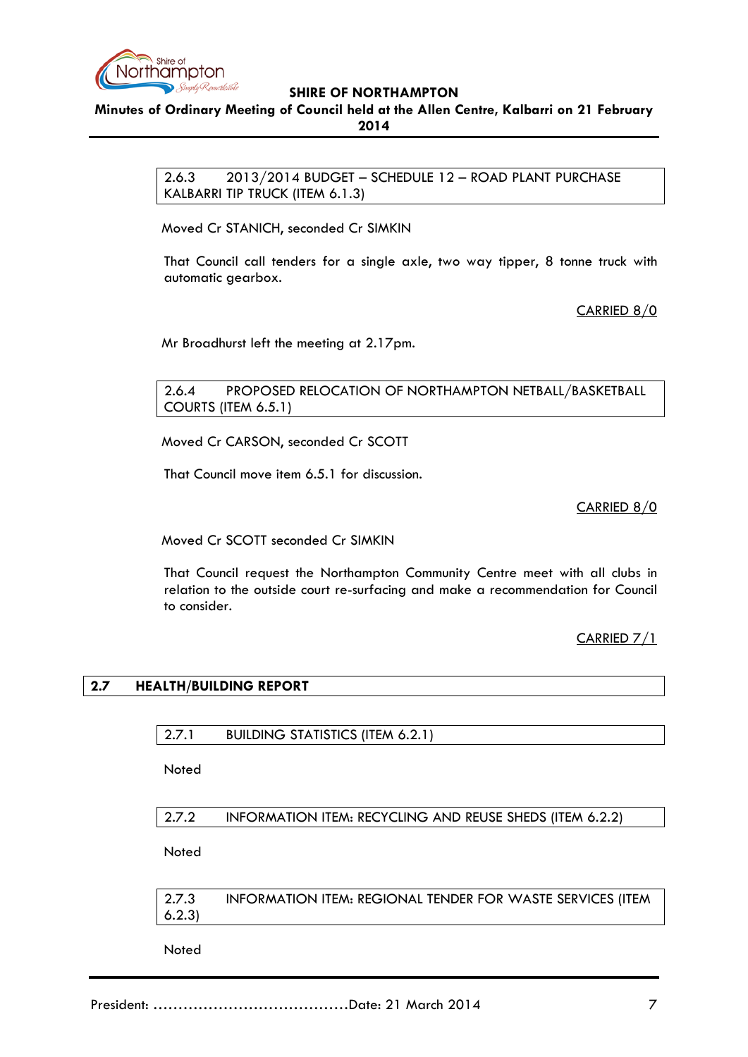### 2.6.3 2013/2014 BUDGET – SCHEDULE 12 – ROAD PLANT PURCHASE KALBARRI TIP TRUCK (ITEM 6.1.3)

Moved Cr STANICH, seconded Cr SIMKIN

That Council call tenders for a single axle, two way tipper, 8 tonne truck with automatic gearbox.

CARRIED 8/0

Mr Broadhurst left the meeting at 2.17pm.

### 2.6.4 PROPOSED RELOCATION OF NORTHAMPTON NETBALL/BASKETBALL COURTS (ITEM 6.5.1)

Moved Cr CARSON, seconded Cr SCOTT

That Council move item 6.5.1 for discussion.

CARRIED 8/0

Moved Cr SCOTT seconded Cr SIMKIN

That Council request the Northampton Community Centre meet with all clubs in relation to the outside court re-surfacing and make a recommendation for Council to consider.

CARRIED 7/1

## 2.7 HEALTH/BUILDING REPORT

### 2.7.1 BUILDING STATISTICS (ITEM 6.2.1)

Noted

### 2.7.2 INFORMATION ITEM: RECYCLING AND REUSE SHEDS (ITEM 6.2.2)

Noted

### 2.7.3 INFORMATION ITEM: REGIONAL TENDER FOR WASTE SERVICES (ITEM 6.2.3)

Noted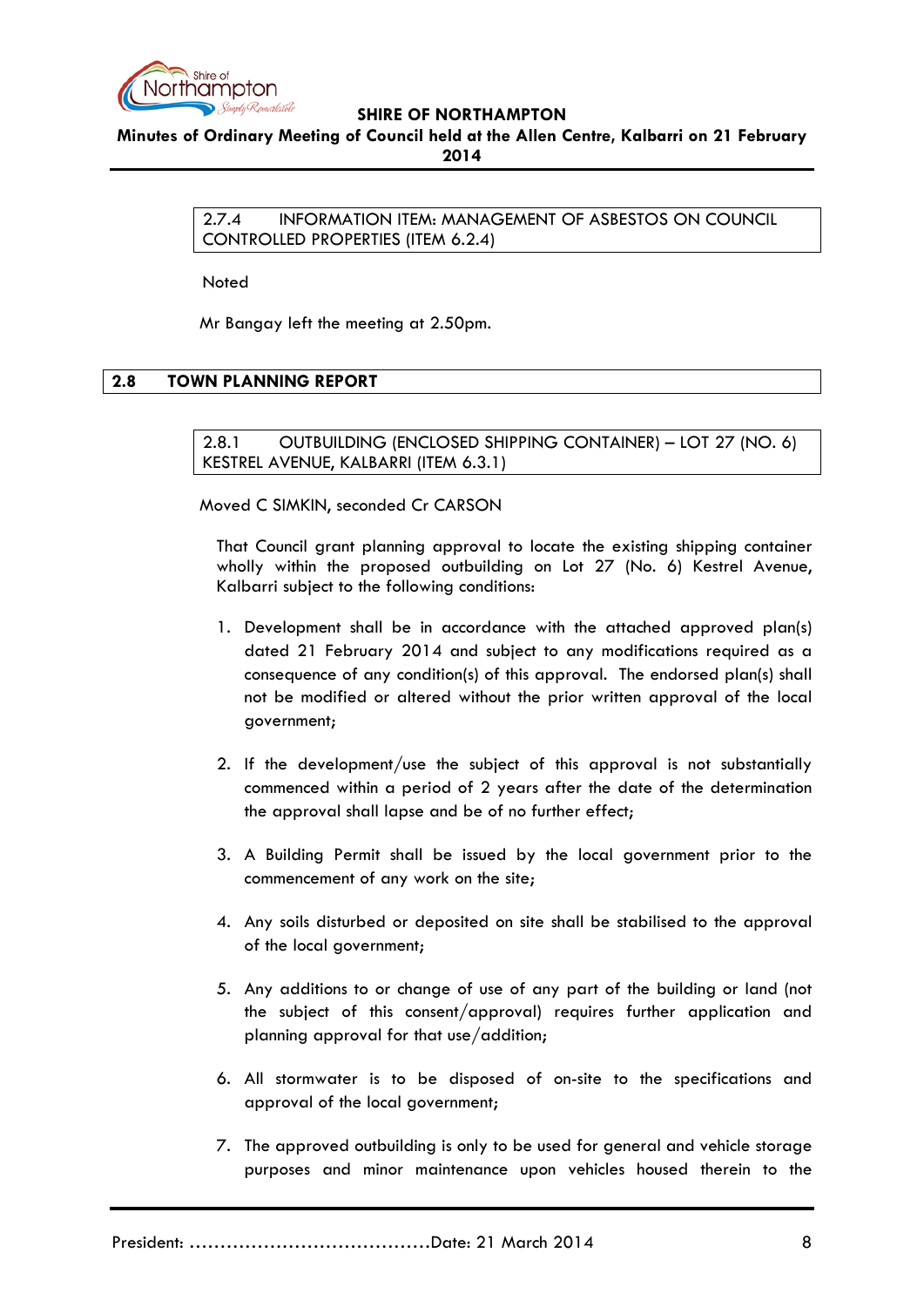2.7.4 INFORMATION ITEM: MANAGEMENT OF ASBESTOS ON COUNCIL CONTROLLED PROPERTIES (ITEM 6.2.4)

Noted

Mr Bangay left the meeting at 2.50pm.

## 2.8 TOWN PLANNING REPORT

2.8.1 OUTBUILDING (ENCLOSED SHIPPING CONTAINER) – LOT 27 (NO. 6) KESTREL AVENUE, KALBARRI (ITEM 6.3.1)

Moved C SIMKIN, seconded Cr CARSON

That Council grant planning approval to locate the existing shipping container wholly within the proposed outbuilding on Lot 27 (No. 6) Kestrel Avenue, Kalbarri subject to the following conditions:

1. Development shall be in accordance with the attached approved plan(s) dated 21 February 2014 and subject to any modifications required as a consequence of any condition(s) of this approval. The endorsed plan(s) shall not be modified or altered without the prior written approval of the local government;

2. If the development/use the subject of this approval is not substantially commenced within a period of 2 years after the date of the determination the approval shall lapse and be of no further effect;

3. A Building Permit shall be issued by the local government prior to the commencement of any work on the site;

4. Any soils disturbed or deposited on site shall be stabilised to the approval of the local government;

5. Any additions to or change of use of any part of the building or land (not the subject of this consent/approval) requires further application and planning approval for that use/addition;

6. All stormwater is to be disposed of on-site to the specifications and approval of the local government;

7. The approved outbuilding is only to be used for general and vehicle storage purposes and minor maintenance upon vehicles housed therein to the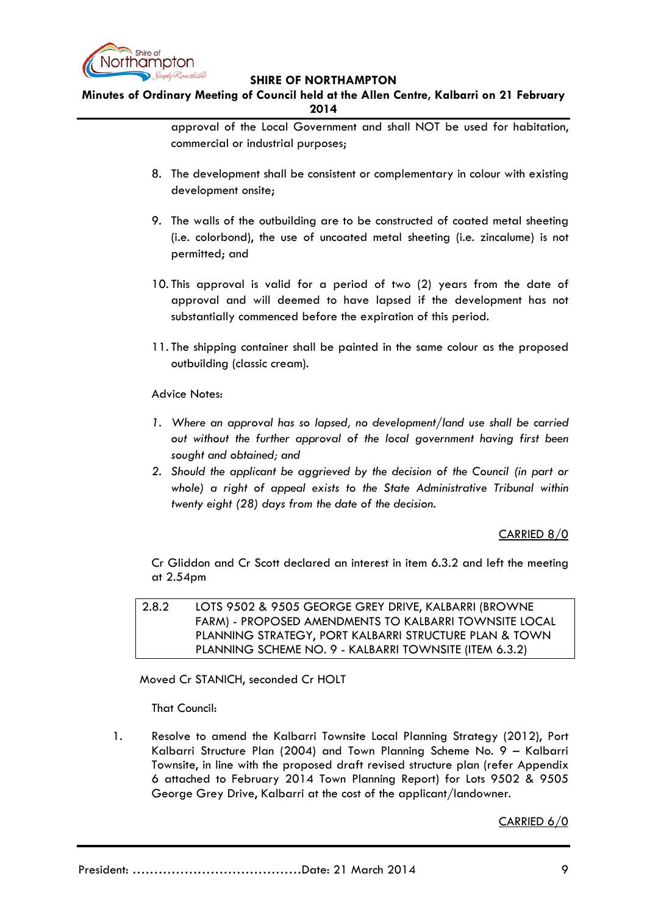approval of the Local Government and shall NOT be used for habitation, commercial or industrial purposes;

8. The development shall be consistent or complementary in colour with existing development onsite;

9. The walls of the outbuilding are to be constructed of coated metal sheeting (i.e. colorbond), the use of uncoated metal sheeting (i.e. zincalume) is not permitted; and

10. This approval is valid for a period of two (2) years from the date of approval and will deemed to have lapsed if the development has not substantially commenced before the expiration of this period.

11. The shipping container shall be painted in the same colour as the proposed outbuilding (classic cream).

Advice Notes:

1. *Where an approval has so lapsed, no development/land use shall be carried out without the further approval of the local government having first been sought and obtained; and*
2. *Should the applicant be aggrieved by the decision of the Council (in part or whole) a right of appeal exists to the State Administrative Tribunal within twenty eight (28) days from the date of the decision.*

CARRIED 8/0

Cr Gliddon and Cr Scott declared an interest in item 6.3.2 and left the meeting at 2.54pm

| 2.8.2 | LOTS 9502 & 9505 GEORGE GREY DRIVE, KALBARRI (BROWNE FARM) - PROPOSED AMENDMENTS TO KALBARRI TOWNSITE LOCAL PLANNING STRATEGY, PORT KALBARRI STRUCTURE PLAN & TOWN PLANNING SCHEME NO. 9 - KALBARRI TOWNSITE (ITEM 6.3.2) |
|---|---|

Moved Cr STANICH, seconded Cr HOLT

That Council:

1. Resolve to amend the Kalbarri Townsite Local Planning Strategy (2012), Port Kalbarri Structure Plan (2004) and Town Planning Scheme No. 9 – Kalbarri Townsite, in line with the proposed draft revised structure plan (refer Appendix 6 attached to February 2014 Town Planning Report) for Lots 9502 & 9505 George Grey Drive, Kalbarri at the cost of the applicant/landowner.

CARRIED 6/0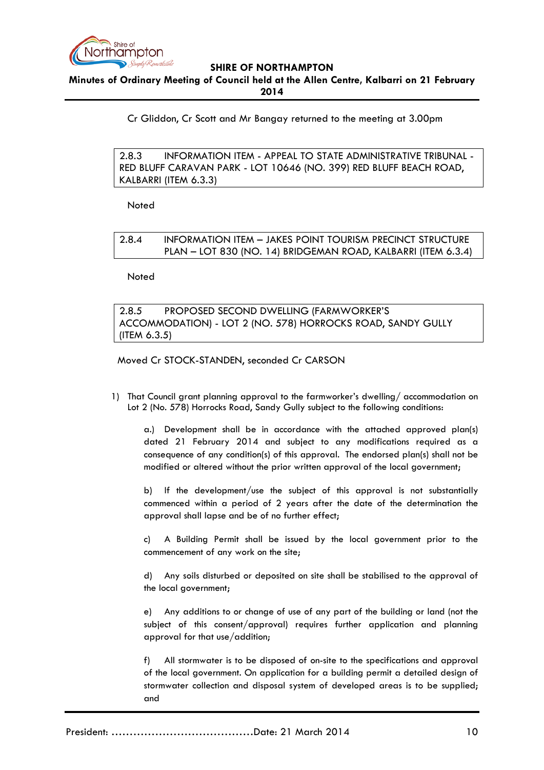Cr Gliddon, Cr Scott and Mr Bangay returned to the meeting at 3.00pm

### 2.8.3 INFORMATION ITEM - APPEAL TO STATE ADMINISTRATIVE TRIBUNAL - RED BLUFF CARAVAN PARK - LOT 10646 (NO. 399) RED BLUFF BEACH ROAD, KALBARRI (ITEM 6.3.3)

Noted

### 2.8.4 INFORMATION ITEM – JAKES POINT TOURISM PRECINCT STRUCTURE PLAN – LOT 830 (NO. 14) BRIDGEMAN ROAD, KALBARRI (ITEM 6.3.4)

Noted

### 2.8.5 PROPOSED SECOND DWELLING (FARMWORKER'S ACCOMMODATION) - LOT 2 (NO. 578) HORROCKS ROAD, SANDY GULLY (ITEM 6.3.5)

Moved Cr STOCK-STANDEN, seconded Cr CARSON

1) That Council grant planning approval to the farmworker's dwelling/ accommodation on Lot 2 (No. 578) Horrocks Road, Sandy Gully subject to the following conditions:

   a.) Development shall be in accordance with the attached approved plan(s) dated 21 February 2014 and subject to any modifications required as a consequence of any condition(s) of this approval. The endorsed plan(s) shall not be modified or altered without the prior written approval of the local government;

   b) If the development/use the subject of this approval is not substantially commenced within a period of 2 years after the date of the determination the approval shall lapse and be of no further effect;

   c) A Building Permit shall be issued by the local government prior to the commencement of any work on the site;

   d) Any soils disturbed or deposited on site shall be stabilised to the approval of the local government;

   e) Any additions to or change of use of any part of the building or land (not the subject of this consent/approval) requires further application and planning approval for that use/addition;

   f) All stormwater is to be disposed of on-site to the specifications and approval of the local government. On application for a building permit a detailed design of stormwater collection and disposal system of developed areas is to be supplied; and

President: ………………………………….Date: 21 March 2014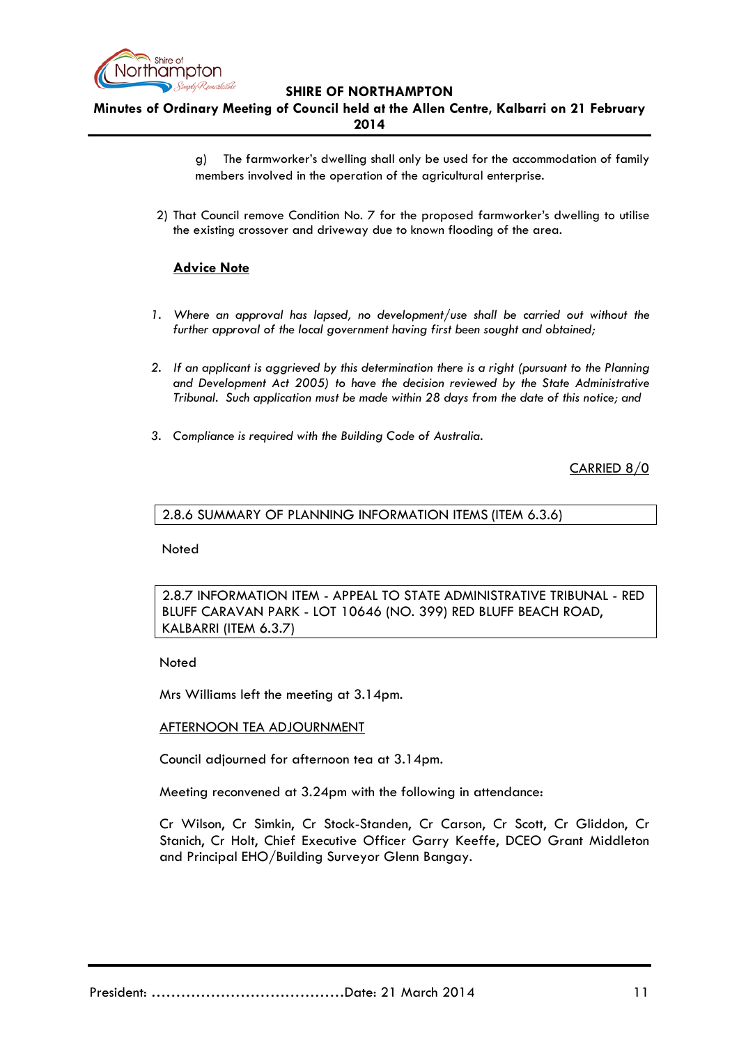g) The farmworker's dwelling shall only be used for the accommodation of family members involved in the operation of the agricultural enterprise.

2) That Council remove Condition No. 7 for the proposed farmworker's dwelling to utilise the existing crossover and driveway due to known flooding of the area.

**Advice Note**

1. *Where an approval has lapsed, no development/use shall be carried out without the further approval of the local government having first been sought and obtained;*

2. *If an applicant is aggrieved by this determination there is a right (pursuant to the Planning and Development Act 2005) to have the decision reviewed by the State Administrative Tribunal. Such application must be made within 28 days from the date of this notice; and*

3. *Compliance is required with the Building Code of Australia.*

CARRIED 8/0

### 2.8.6 SUMMARY OF PLANNING INFORMATION ITEMS (ITEM 6.3.6)

Noted

### 2.8.7 INFORMATION ITEM - APPEAL TO STATE ADMINISTRATIVE TRIBUNAL - RED BLUFF CARAVAN PARK - LOT 10646 (NO. 399) RED BLUFF BEACH ROAD, KALBARRI (ITEM 6.3.7)

Noted

Mrs Williams left the meeting at 3.14pm.

AFTERNOON TEA ADJOURNMENT

Council adjourned for afternoon tea at 3.14pm.

Meeting reconvened at 3.24pm with the following in attendance:

Cr Wilson, Cr Simkin, Cr Stock-Standen, Cr Carson, Cr Scott, Cr Gliddon, Cr Stanich, Cr Holt, Chief Executive Officer Garry Keeffe, DCEO Grant Middleton and Principal EHO/Building Surveyor Glenn Bangay.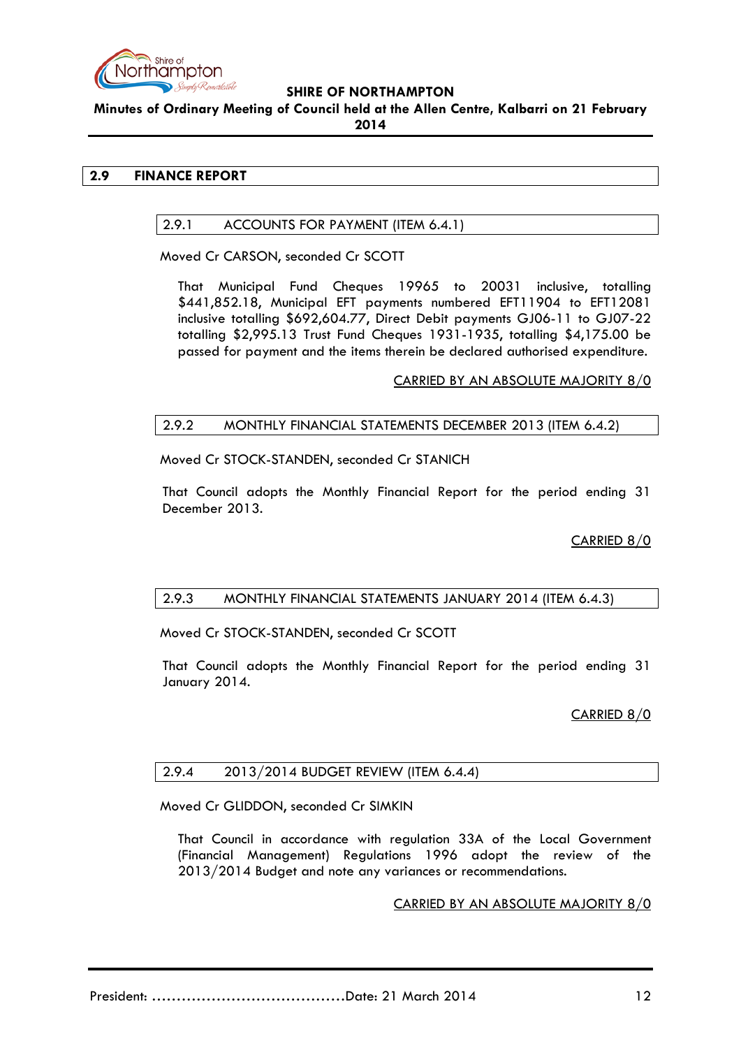## 2.9 FINANCE REPORT

### 2.9.1 ACCOUNTS FOR PAYMENT (ITEM 6.4.1)

Moved Cr CARSON, seconded Cr SCOTT

That Municipal Fund Cheques 19965 to 20031 inclusive, totalling $441,852.18, Municipal EFT payments numbered EFT11904 to EFT12081 inclusive totalling $692,604.77, Direct Debit payments GJ06-11 to GJ07-22 totalling $2,995.13 Trust Fund Cheques 1931-1935, totalling $4,175.00 be passed for payment and the items therein be declared authorised expenditure.

CARRIED BY AN ABSOLUTE MAJORITY 8/0

### 2.9.2 MONTHLY FINANCIAL STATEMENTS DECEMBER 2013 (ITEM 6.4.2)

Moved Cr STOCK-STANDEN, seconded Cr STANICH

That Council adopts the Monthly Financial Report for the period ending 31 December 2013.

CARRIED 8/0

### 2.9.3 MONTHLY FINANCIAL STATEMENTS JANUARY 2014 (ITEM 6.4.3)

Moved Cr STOCK-STANDEN, seconded Cr SCOTT

That Council adopts the Monthly Financial Report for the period ending 31 January 2014.

CARRIED 8/0

### 2.9.4 2013/2014 BUDGET REVIEW (ITEM 6.4.4)

Moved Cr GLIDDON, seconded Cr SIMKIN

That Council in accordance with regulation 33A of the Local Government (Financial Management) Regulations 1996 adopt the review of the 2013/2014 Budget and note any variances or recommendations.

CARRIED BY AN ABSOLUTE MAJORITY 8/0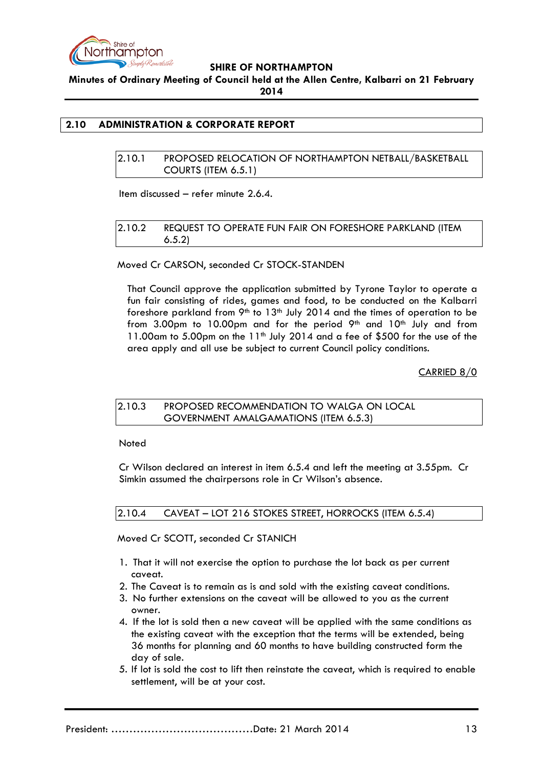## 2.10 ADMINISTRATION & CORPORATE REPORT

### 2.10.1 PROPOSED RELOCATION OF NORTHAMPTON NETBALL/BASKETBALL COURTS (ITEM 6.5.1)

Item discussed – refer minute 2.6.4.

### 2.10.2 REQUEST TO OPERATE FUN FAIR ON FORESHORE PARKLAND (ITEM 6.5.2)

Moved Cr CARSON, seconded Cr STOCK-STANDEN

That Council approve the application submitted by Tyrone Taylor to operate a fun fair consisting of rides, games and food, to be conducted on the Kalbarri foreshore parkland from 9th to 13th July 2014 and the times of operation to be from 3.00pm to 10.00pm and for the period 9th and 10th July and from 11.00am to 5.00pm on the 11th July 2014 and a fee of $500 for the use of the area apply and all use be subject to current Council policy conditions.

CARRIED 8/0

### 2.10.3 PROPOSED RECOMMENDATION TO WALGA ON LOCAL GOVERNMENT AMALGAMATIONS (ITEM 6.5.3)

Noted

Cr Wilson declared an interest in item 6.5.4 and left the meeting at 3.55pm. Cr Simkin assumed the chairpersons role in Cr Wilson's absence.

### 2.10.4 CAVEAT – LOT 216 STOKES STREET, HORROCKS (ITEM 6.5.4)

Moved Cr SCOTT, seconded Cr STANICH

1. That it will not exercise the option to purchase the lot back as per current caveat.
2. The Caveat is to remain as is and sold with the existing caveat conditions.
3. No further extensions on the caveat will be allowed to you as the current owner.
4. If the lot is sold then a new caveat will be applied with the same conditions as the existing caveat with the exception that the terms will be extended, being 36 months for planning and 60 months to have building constructed form the day of sale.
5. If lot is sold the cost to lift then reinstate the caveat, which is required to enable settlement, will be at your cost.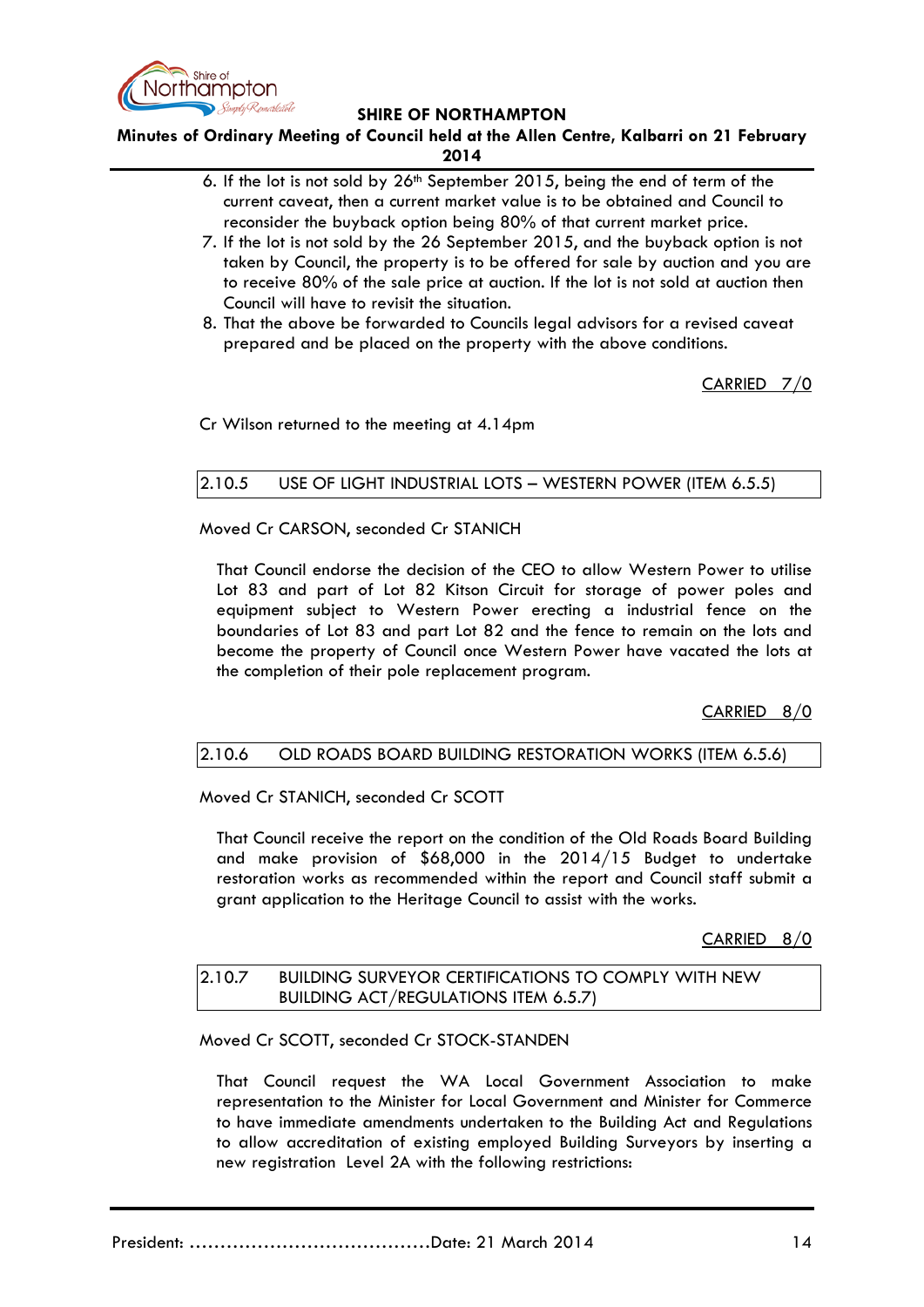6. If the lot is not sold by 26th September 2015, being the end of term of the current caveat, then a current market value is to be obtained and Council to reconsider the buyback option being 80% of that current market price.
7. If the lot is not sold by the 26 September 2015, and the buyback option is not taken by Council, the property is to be offered for sale by auction and you are to receive 80% of the sale price at auction. If the lot is not sold at auction then Council will have to revisit the situation.
8. That the above be forwarded to Councils legal advisors for a revised caveat prepared and be placed on the property with the above conditions.

CARRIED 7/0

Cr Wilson returned to the meeting at 4.14pm

### 2.10.5 USE OF LIGHT INDUSTRIAL LOTS – WESTERN POWER (ITEM 6.5.5)

Moved Cr CARSON, seconded Cr STANICH

That Council endorse the decision of the CEO to allow Western Power to utilise Lot 83 and part of Lot 82 Kitson Circuit for storage of power poles and equipment subject to Western Power erecting a industrial fence on the boundaries of Lot 83 and part Lot 82 and the fence to remain on the lots and become the property of Council once Western Power have vacated the lots at the completion of their pole replacement program.

CARRIED 8/0

### 2.10.6 OLD ROADS BOARD BUILDING RESTORATION WORKS (ITEM 6.5.6)

Moved Cr STANICH, seconded Cr SCOTT

That Council receive the report on the condition of the Old Roads Board Building and make provision of $68,000 in the 2014/15 Budget to undertake restoration works as recommended within the report and Council staff submit a grant application to the Heritage Council to assist with the works.

CARRIED 8/0

### 2.10.7 BUILDING SURVEYOR CERTIFICATIONS TO COMPLY WITH NEW BUILDING ACT/REGULATIONS ITEM 6.5.7)

Moved Cr SCOTT, seconded Cr STOCK-STANDEN

That Council request the WA Local Government Association to make representation to the Minister for Local Government and Minister for Commerce to have immediate amendments undertaken to the Building Act and Regulations to allow accreditation of existing employed Building Surveyors by inserting a new registration Level 2A with the following restrictions: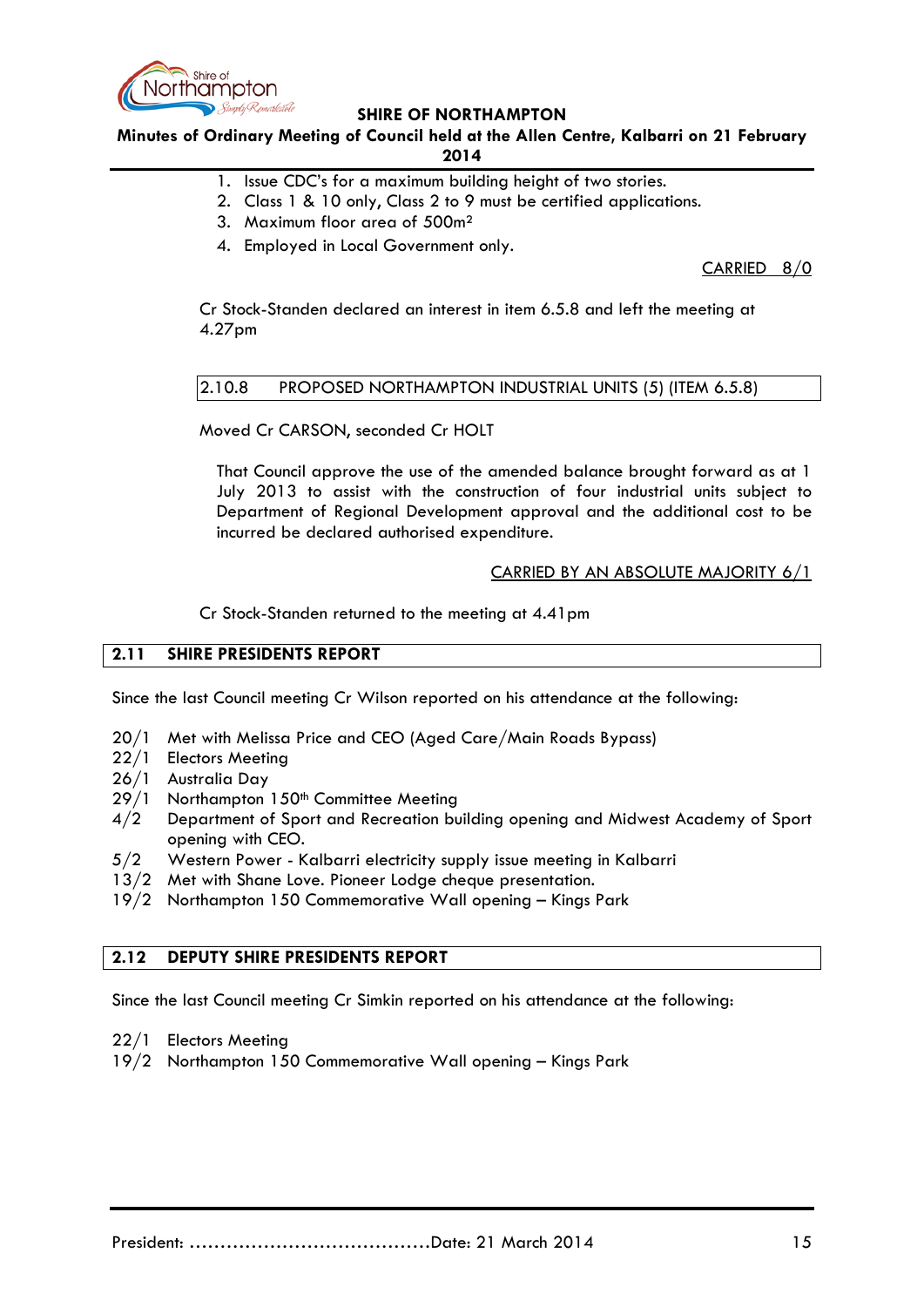1. Issue CDC's for a maximum building height of two stories.
2. Class 1 & 10 only, Class 2 to 9 must be certified applications.
3. Maximum floor area of 500m²
4. Employed in Local Government only.

CARRIED 8/0

Cr Stock-Standen declared an interest in item 6.5.8 and left the meeting at 4.27pm

### 2.10.8 PROPOSED NORTHAMPTON INDUSTRIAL UNITS (5) (ITEM 6.5.8)

Moved Cr CARSON, seconded Cr HOLT

> That Council approve the use of the amended balance brought forward as at 1 July 2013 to assist with the construction of four industrial units subject to Department of Regional Development approval and the additional cost to be incurred be declared authorised expenditure.

CARRIED BY AN ABSOLUTE MAJORITY 6/1

Cr Stock-Standen returned to the meeting at 4.41pm

## 2.11 SHIRE PRESIDENTS REPORT

Since the last Council meeting Cr Wilson reported on his attendance at the following:

- 20/1 Met with Melissa Price and CEO (Aged Care/Main Roads Bypass)
- 22/1 Electors Meeting
- 26/1 Australia Day
- 29/1 Northampton 150th Committee Meeting
- 4/2 Department of Sport and Recreation building opening and Midwest Academy of Sport opening with CEO.
- 5/2 Western Power - Kalbarri electricity supply issue meeting in Kalbarri
- 13/2 Met with Shane Love. Pioneer Lodge cheque presentation.
- 19/2 Northampton 150 Commemorative Wall opening – Kings Park

## 2.12 DEPUTY SHIRE PRESIDENTS REPORT

Since the last Council meeting Cr Simkin reported on his attendance at the following:

- 22/1 Electors Meeting
- 19/2 Northampton 150 Commemorative Wall opening – Kings Park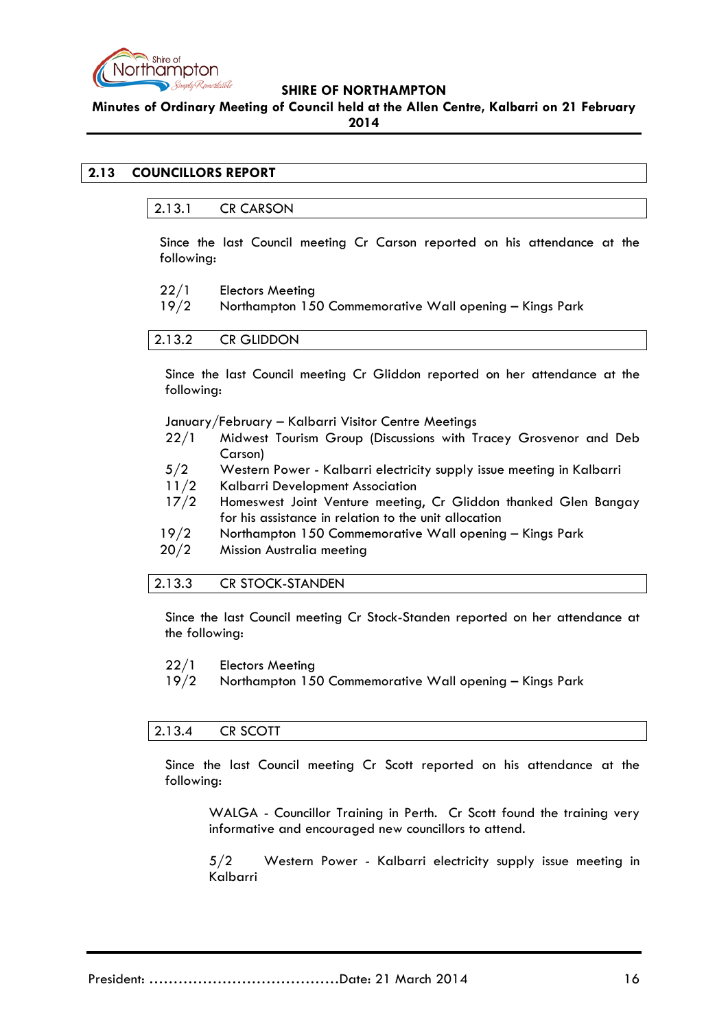## 2.13 COUNCILLORS REPORT

### 2.13.1 CR CARSON

Since the last Council meeting Cr Carson reported on his attendance at the following:

22/1 Electors Meeting
19/2 Northampton 150 Commemorative Wall opening – Kings Park

### 2.13.2 CR GLIDDON

Since the last Council meeting Cr Gliddon reported on her attendance at the following:

January/February – Kalbarri Visitor Centre Meetings
22/1 Midwest Tourism Group (Discussions with Tracey Grosvenor and Deb Carson)
5/2 Western Power - Kalbarri electricity supply issue meeting in Kalbarri
11/2 Kalbarri Development Association
17/2 Homeswest Joint Venture meeting, Cr Gliddon thanked Glen Bangay for his assistance in relation to the unit allocation
19/2 Northampton 150 Commemorative Wall opening – Kings Park
20/2 Mission Australia meeting

### 2.13.3 CR STOCK-STANDEN

Since the last Council meeting Cr Stock-Standen reported on her attendance at the following:

22/1 Electors Meeting
19/2 Northampton 150 Commemorative Wall opening – Kings Park

### 2.13.4 CR SCOTT

Since the last Council meeting Cr Scott reported on his attendance at the following:

WALGA - Councillor Training in Perth. Cr Scott found the training very informative and encouraged new councillors to attend.

5/2 Western Power - Kalbarri electricity supply issue meeting in Kalbarri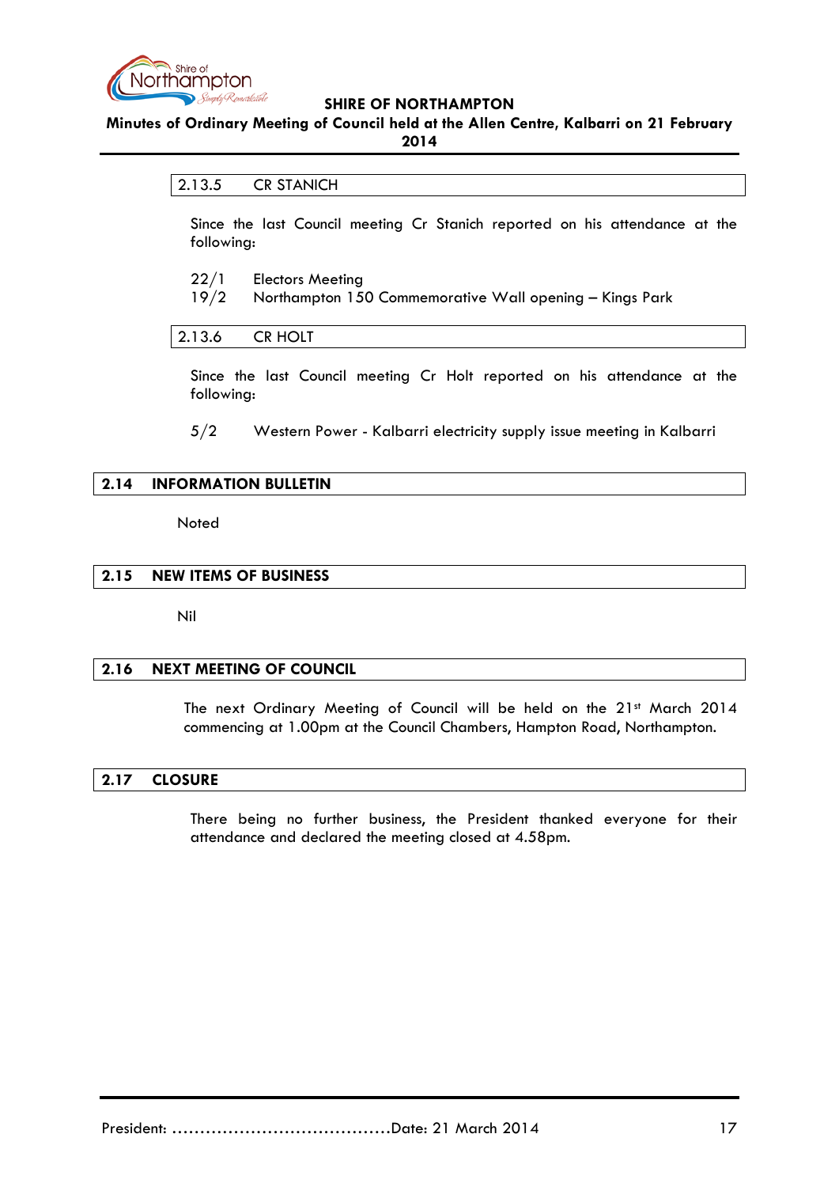### 2.13.5 CR STANICH

Since the last Council meeting Cr Stanich reported on his attendance at the following:

22/1 Electors Meeting
19/2 Northampton 150 Commemorative Wall opening – Kings Park

### 2.13.6 CR HOLT

Since the last Council meeting Cr Holt reported on his attendance at the following:

5/2 Western Power - Kalbarri electricity supply issue meeting in Kalbarri

## 2.14 INFORMATION BULLETIN

Noted

## 2.15 NEW ITEMS OF BUSINESS

Nil

## 2.16 NEXT MEETING OF COUNCIL

The next Ordinary Meeting of Council will be held on the 21st March 2014 commencing at 1.00pm at the Council Chambers, Hampton Road, Northampton.

## 2.17 CLOSURE

There being no further business, the President thanked everyone for their attendance and declared the meeting closed at 4.58pm.

President: ……………………………………Date: 21 March 2014